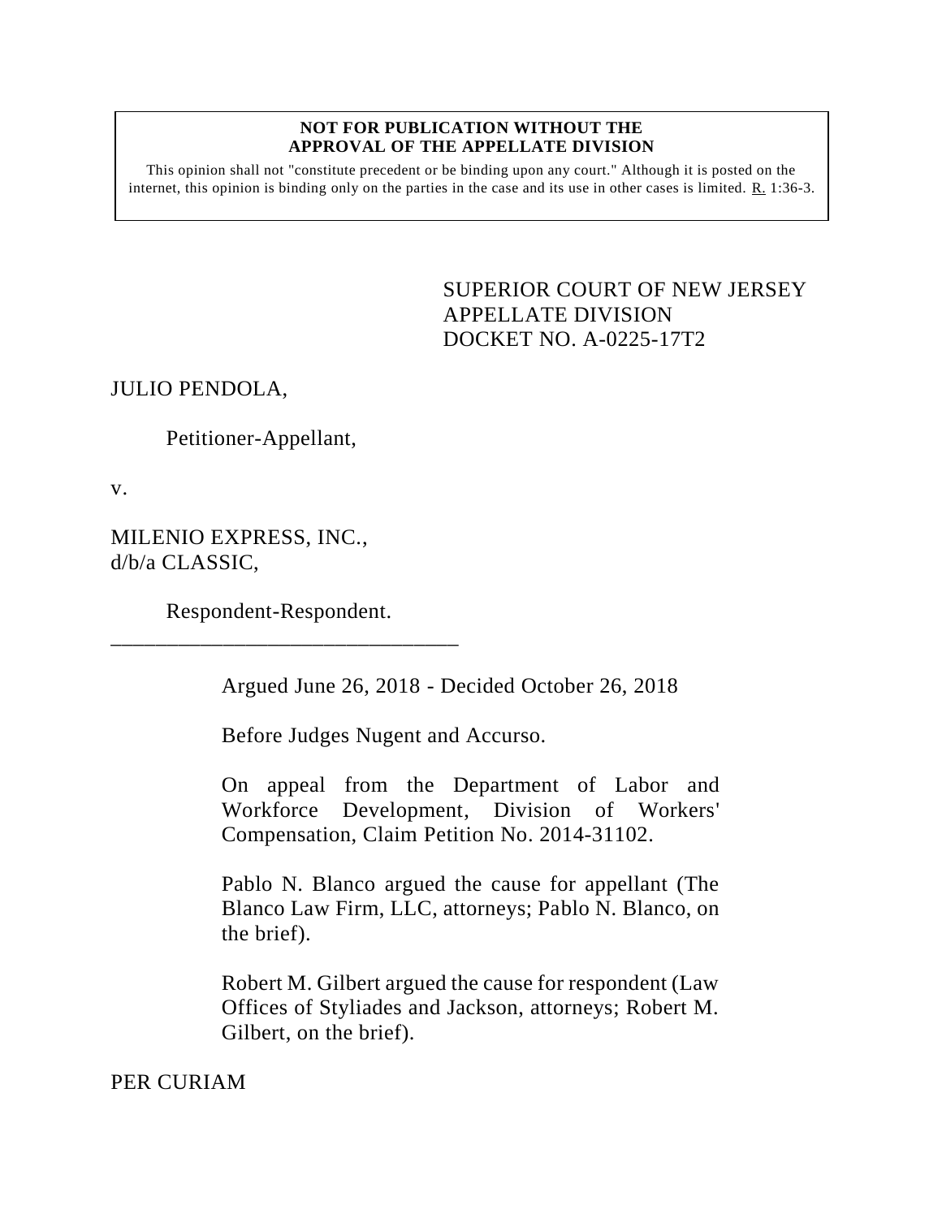**NOT FOR PUBLICATION WITHOUT THE APPROVAL OF THE APPELLATE DIVISION**

This opinion shall not "constitute precedent or be binding upon any court." Although it is posted on the internet, this opinion is binding only on the parties in the case and its use in other cases is limited. R. 1:36-3.

SUPERIOR COURT OF NEW JERSEY
APPELLATE DIVISION
DOCKET NO. A-0225-17T2

JULIO PENDOLA,

Petitioner-Appellant,

v.

MILENIO EXPRESS, INC., d/b/a CLASSIC,

Respondent-Respondent.

_______________________________

Argued June 26, 2018 - Decided October 26, 2018

Before Judges Nugent and Accurso.

On appeal from the Department of Labor and Workforce Development, Division of Workers' Compensation, Claim Petition No. 2014-31102.

Pablo N. Blanco argued the cause for appellant (The Blanco Law Firm, LLC, attorneys; Pablo N. Blanco, on the brief).

Robert M. Gilbert argued the cause for respondent (Law Offices of Styliades and Jackson, attorneys; Robert M. Gilbert, on the brief).

PER CURIAM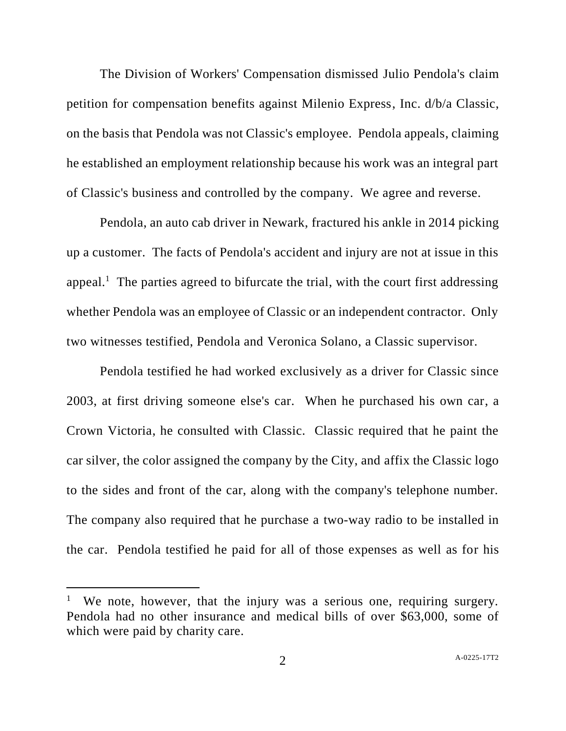The Division of Workers' Compensation dismissed Julio Pendola's claim petition for compensation benefits against Milenio Express, Inc. d/b/a Classic, on the basis that Pendola was not Classic's employee. Pendola appeals, claiming he established an employment relationship because his work was an integral part of Classic's business and controlled by the company. We agree and reverse.

Pendola, an auto cab driver in Newark, fractured his ankle in 2014 picking up a customer. The facts of Pendola's accident and injury are not at issue in this appeal.[1] The parties agreed to bifurcate the trial, with the court first addressing whether Pendola was an employee of Classic or an independent contractor. Only two witnesses testified, Pendola and Veronica Solano, a Classic supervisor.

Pendola testified he had worked exclusively as a driver for Classic since 2003, at first driving someone else's car. When he purchased his own car, a Crown Victoria, he consulted with Classic. Classic required that he paint the car silver, the color assigned the company by the City, and affix the Classic logo to the sides and front of the car, along with the company's telephone number. The company also required that he purchase a two-way radio to be installed in the car. Pendola testified he paid for all of those expenses as well as for his

---

[1] We note, however, that the injury was a serious one, requiring surgery. Pendola had no other insurance and medical bills of over $63,000, some of which were paid by charity care.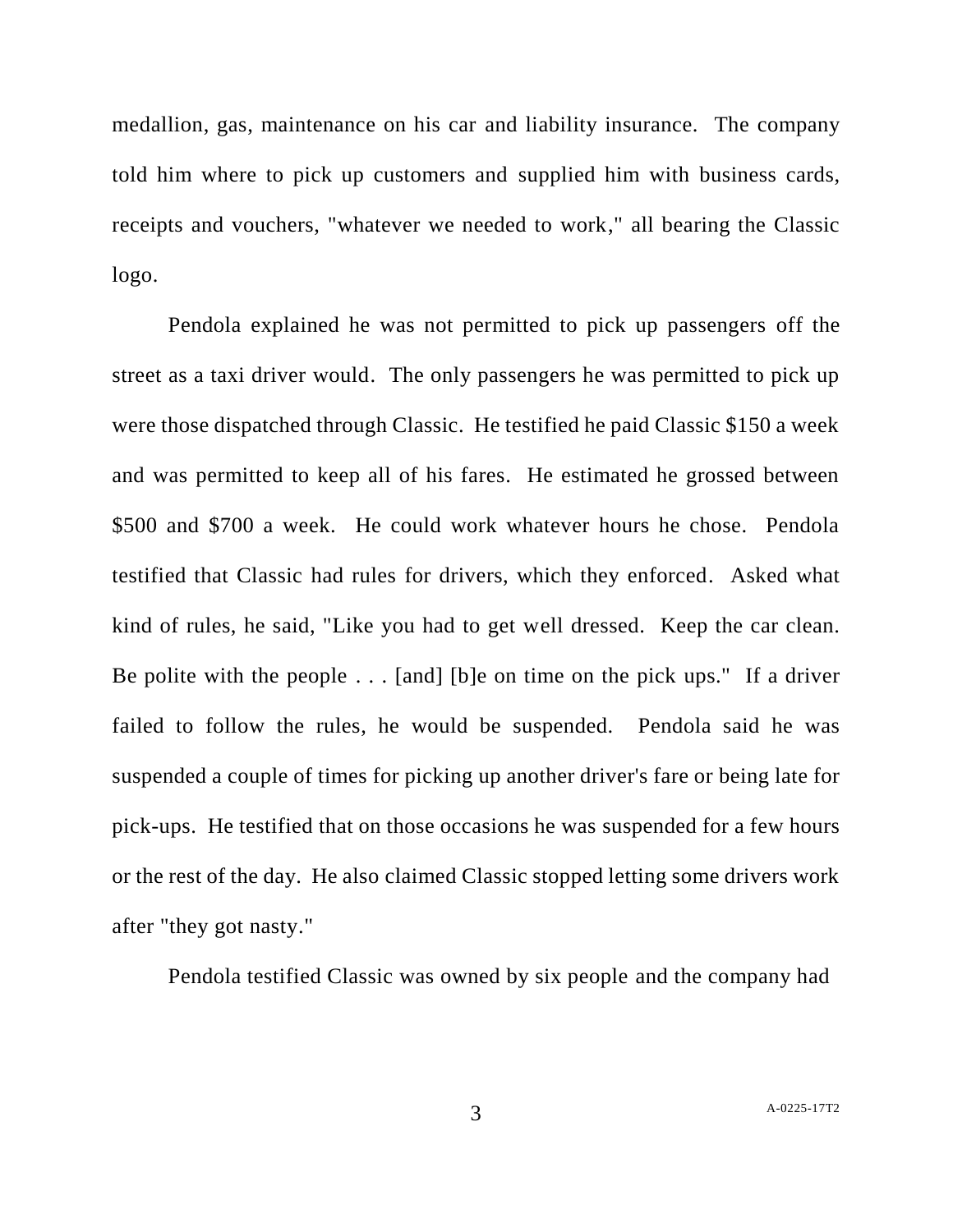medallion, gas, maintenance on his car and liability insurance. The company told him where to pick up customers and supplied him with business cards, receipts and vouchers, "whatever we needed to work," all bearing the Classic logo.

Pendola explained he was not permitted to pick up passengers off the street as a taxi driver would. The only passengers he was permitted to pick up were those dispatched through Classic. He testified he paid Classic $150 a week and was permitted to keep all of his fares. He estimated he grossed between $500 and $700 a week. He could work whatever hours he chose. Pendola testified that Classic had rules for drivers, which they enforced. Asked what kind of rules, he said, "Like you had to get well dressed. Keep the car clean. Be polite with the people . . . [and] [b]e on time on the pick ups." If a driver failed to follow the rules, he would be suspended. Pendola said he was suspended a couple of times for picking up another driver's fare or being late for pick-ups. He testified that on those occasions he was suspended for a few hours or the rest of the day. He also claimed Classic stopped letting some drivers work after "they got nasty."

Pendola testified Classic was owned by six people and the company had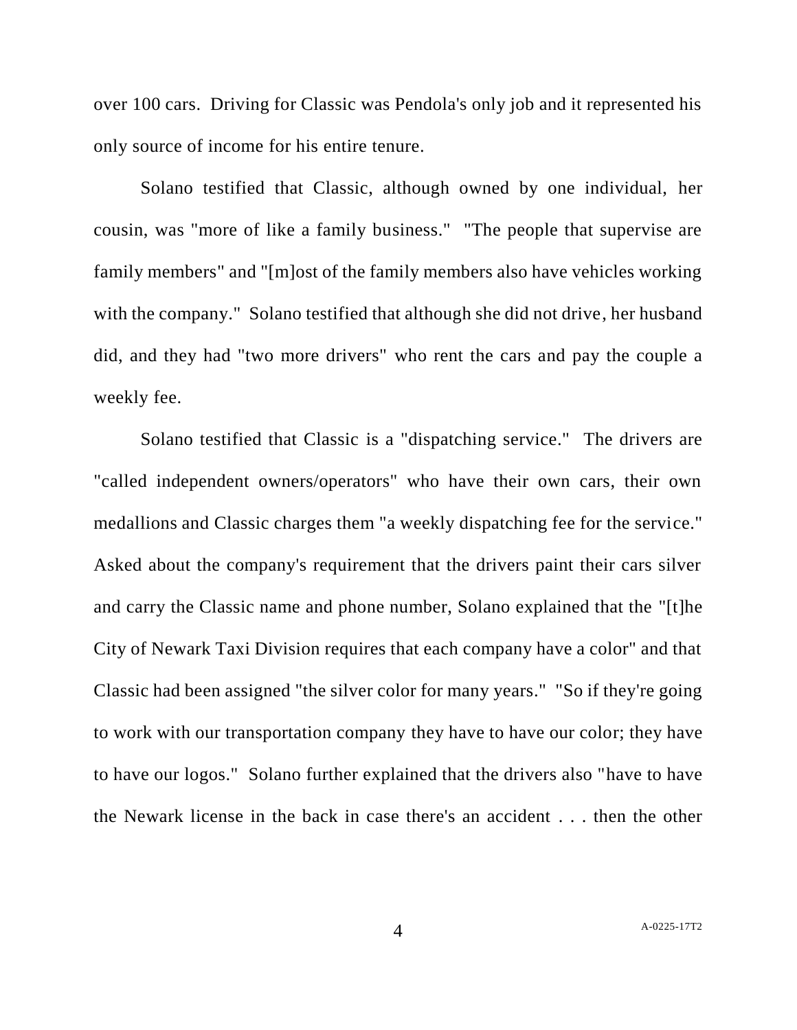over 100 cars. Driving for Classic was Pendola's only job and it represented his only source of income for his entire tenure.

Solano testified that Classic, although owned by one individual, her cousin, was "more of like a family business." "The people that supervise are family members" and "[m]ost of the family members also have vehicles working with the company." Solano testified that although she did not drive, her husband did, and they had "two more drivers" who rent the cars and pay the couple a weekly fee.

Solano testified that Classic is a "dispatching service." The drivers are "called independent owners/operators" who have their own cars, their own medallions and Classic charges them "a weekly dispatching fee for the service." Asked about the company's requirement that the drivers paint their cars silver and carry the Classic name and phone number, Solano explained that the "[t]he City of Newark Taxi Division requires that each company have a color" and that Classic had been assigned "the silver color for many years." "So if they're going to work with our transportation company they have to have our color; they have to have our logos." Solano further explained that the drivers also "have to have the Newark license in the back in case there's an accident . . . then the other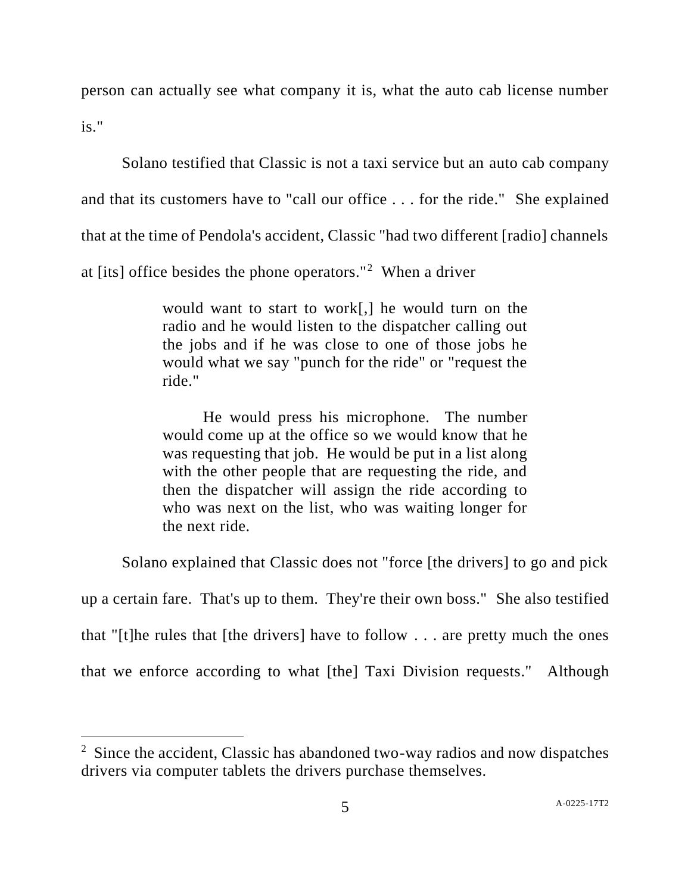person can actually see what company it is, what the auto cab license number is."

Solano testified that Classic is not a taxi service but an auto cab company and that its customers have to "call our office . . . for the ride." She explained that at the time of Pendola's accident, Classic "had two different [radio] channels at [its] office besides the phone operators."[2] When a driver

> would want to start to work[,] he would turn on the radio and he would listen to the dispatcher calling out the jobs and if he was close to one of those jobs he would what we say "punch for the ride" or "request the ride."
>
> He would press his microphone. The number would come up at the office so we would know that he was requesting that job. He would be put in a list along with the other people that are requesting the ride, and then the dispatcher will assign the ride according to who was next on the list, who was waiting longer for the next ride.

Solano explained that Classic does not "force [the drivers] to go and pick up a certain fare. That's up to them. They're their own boss." She also testified that "[t]he rules that [the drivers] have to follow . . . are pretty much the ones that we enforce according to what [the] Taxi Division requests." Although

---

[2] Since the accident, Classic has abandoned two-way radios and now dispatches drivers via computer tablets the drivers purchase themselves.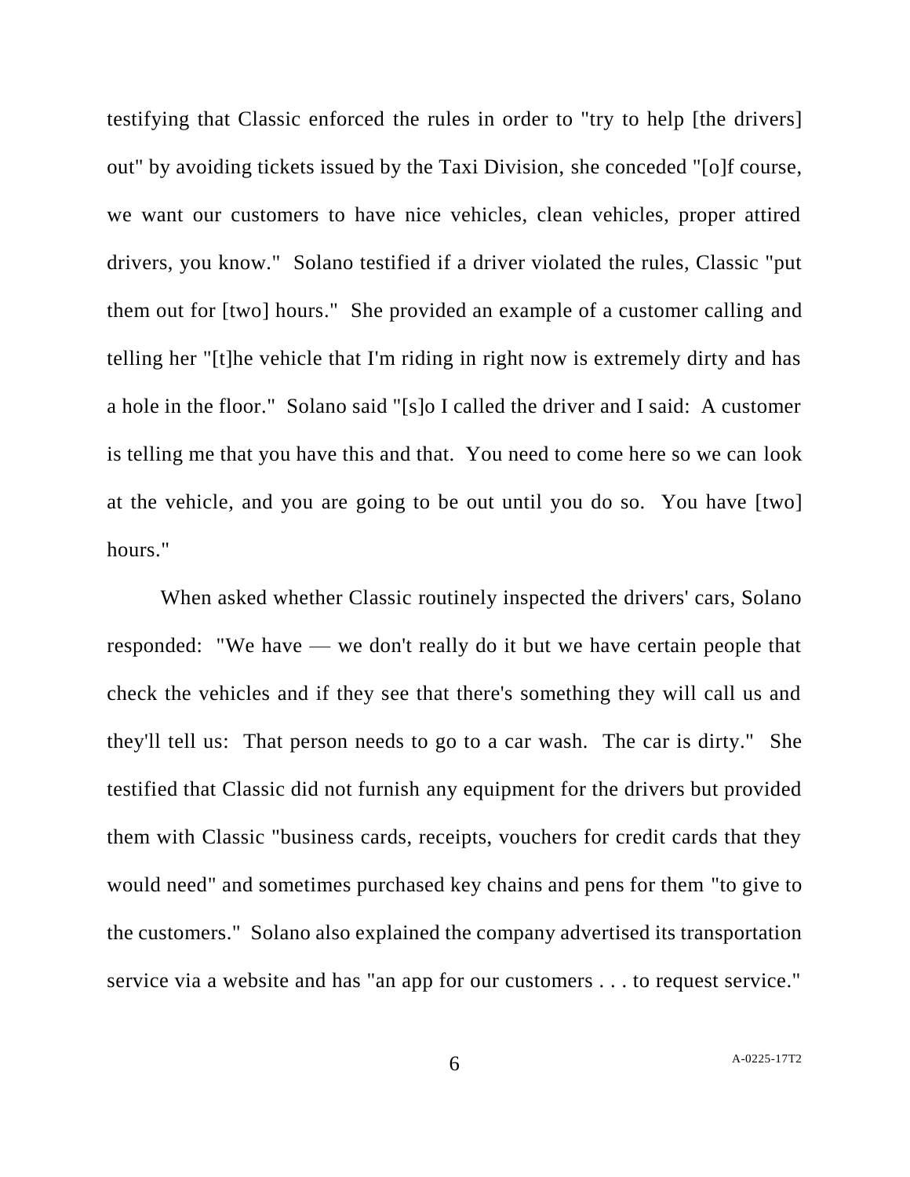testifying that Classic enforced the rules in order to "try to help [the drivers] out" by avoiding tickets issued by the Taxi Division, she conceded "[o]f course, we want our customers to have nice vehicles, clean vehicles, proper attired drivers, you know." Solano testified if a driver violated the rules, Classic "put them out for [two] hours." She provided an example of a customer calling and telling her "[t]he vehicle that I'm riding in right now is extremely dirty and has a hole in the floor." Solano said "[s]o I called the driver and I said: A customer is telling me that you have this and that. You need to come here so we can look at the vehicle, and you are going to be out until you do so. You have [two] hours."

When asked whether Classic routinely inspected the drivers' cars, Solano responded: "We have — we don't really do it but we have certain people that check the vehicles and if they see that there's something they will call us and they'll tell us: That person needs to go to a car wash. The car is dirty." She testified that Classic did not furnish any equipment for the drivers but provided them with Classic "business cards, receipts, vouchers for credit cards that they would need" and sometimes purchased key chains and pens for them "to give to the customers." Solano also explained the company advertised its transportation service via a website and has "an app for our customers . . . to request service."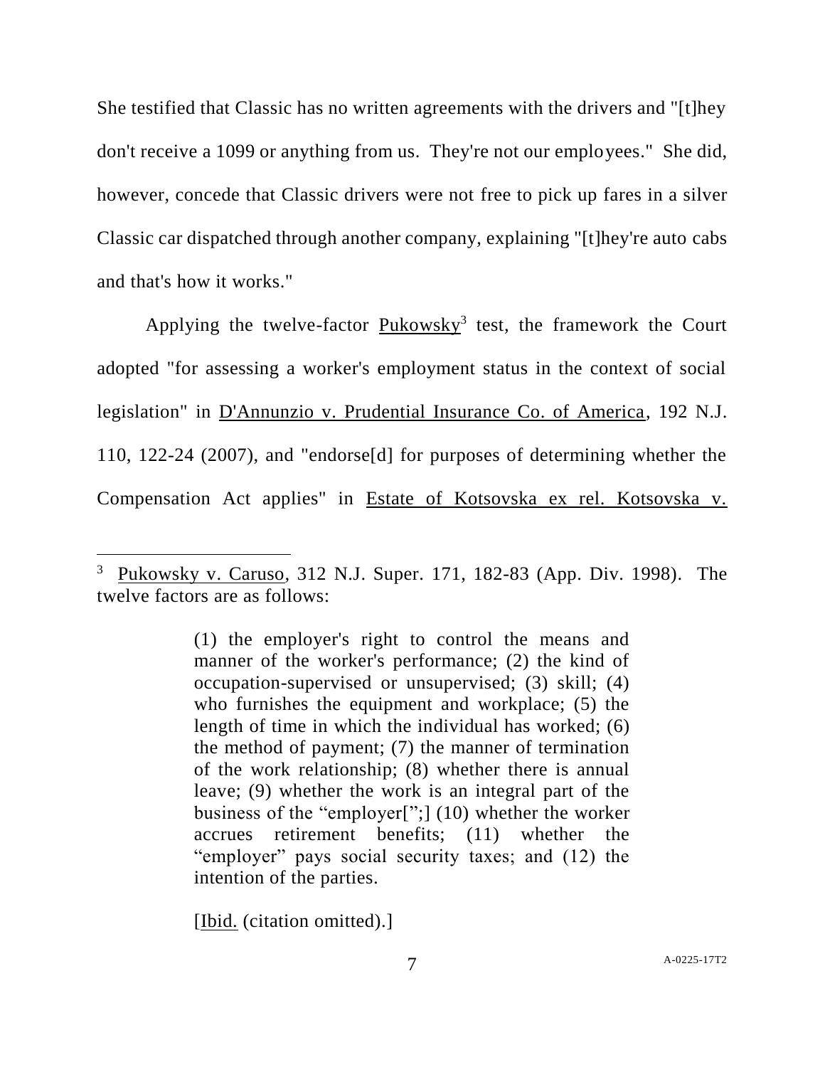She testified that Classic has no written agreements with the drivers and "[t]hey don't receive a 1099 or anything from us. They're not our employees." She did, however, concede that Classic drivers were not free to pick up fares in a silver Classic car dispatched through another company, explaining "[t]hey're auto cabs and that's how it works."

Applying the twelve-factor Pukowsky[3] test, the framework the Court adopted "for assessing a worker's employment status in the context of social legislation" in D'Annunzio v. Prudential Insurance Co. of America, 192 N.J. 110, 122-24 (2007), and "endorse[d] for purposes of determining whether the Compensation Act applies" in Estate of Kotsovska ex rel. Kotsovska v.

---

[3] Pukowsky v. Caruso, 312 N.J. Super. 171, 182-83 (App. Div. 1998). The twelve factors are as follows:

> (1) the employer's right to control the means and manner of the worker's performance; (2) the kind of occupation-supervised or unsupervised; (3) skill; (4) who furnishes the equipment and workplace; (5) the length of time in which the individual has worked; (6) the method of payment; (7) the manner of termination of the work relationship; (8) whether there is annual leave; (9) whether the work is an integral part of the business of the "employer[";] (10) whether the worker accrues retirement benefits; (11) whether the "employer" pays social security taxes; and (12) the intention of the parties.

[Ibid. (citation omitted).]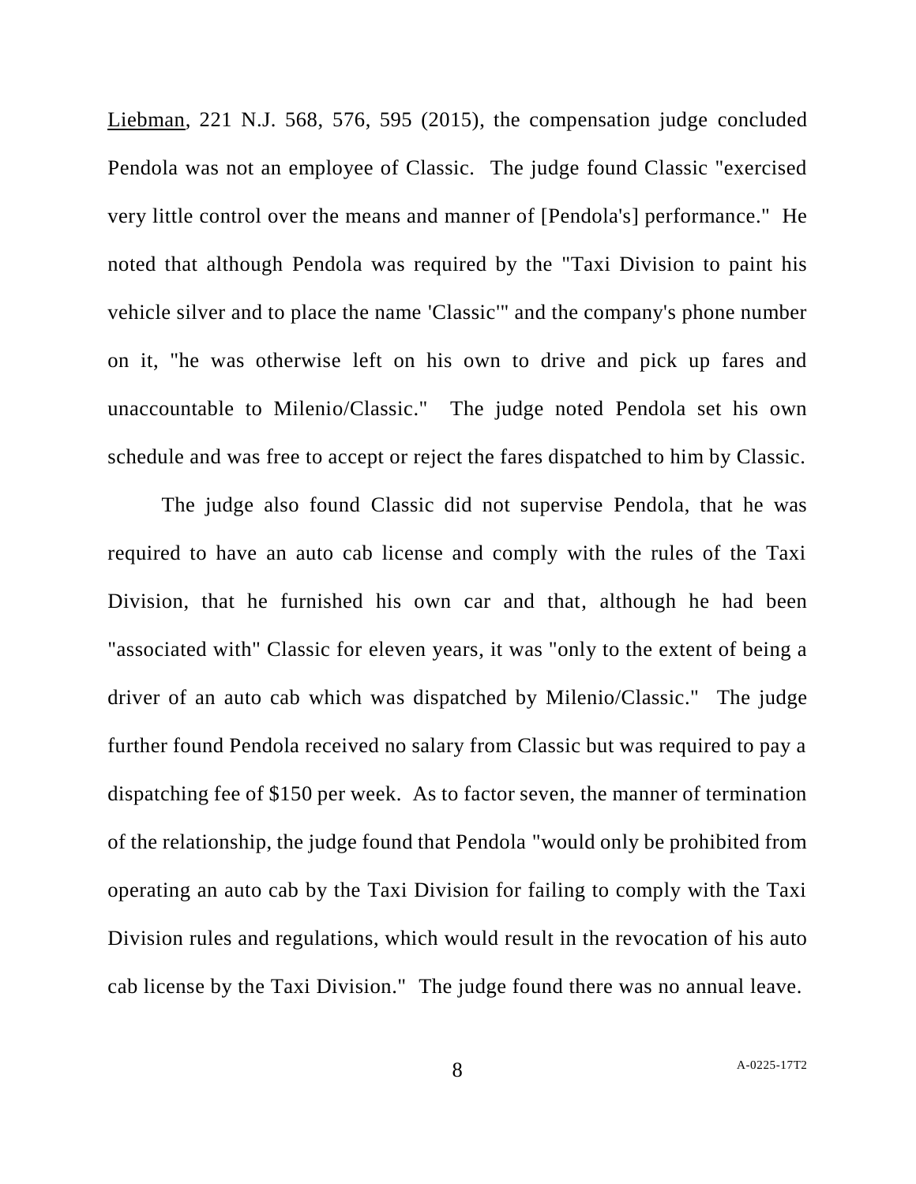Liebman, 221 N.J. 568, 576, 595 (2015), the compensation judge concluded Pendola was not an employee of Classic. The judge found Classic "exercised very little control over the means and manner of [Pendola's] performance." He noted that although Pendola was required by the "Taxi Division to paint his vehicle silver and to place the name 'Classic'" and the company's phone number on it, "he was otherwise left on his own to drive and pick up fares and unaccountable to Milenio/Classic." The judge noted Pendola set his own schedule and was free to accept or reject the fares dispatched to him by Classic.

The judge also found Classic did not supervise Pendola, that he was required to have an auto cab license and comply with the rules of the Taxi Division, that he furnished his own car and that, although he had been "associated with" Classic for eleven years, it was "only to the extent of being a driver of an auto cab which was dispatched by Milenio/Classic." The judge further found Pendola received no salary from Classic but was required to pay a dispatching fee of $150 per week. As to factor seven, the manner of termination of the relationship, the judge found that Pendola "would only be prohibited from operating an auto cab by the Taxi Division for failing to comply with the Taxi Division rules and regulations, which would result in the revocation of his auto cab license by the Taxi Division." The judge found there was no annual leave.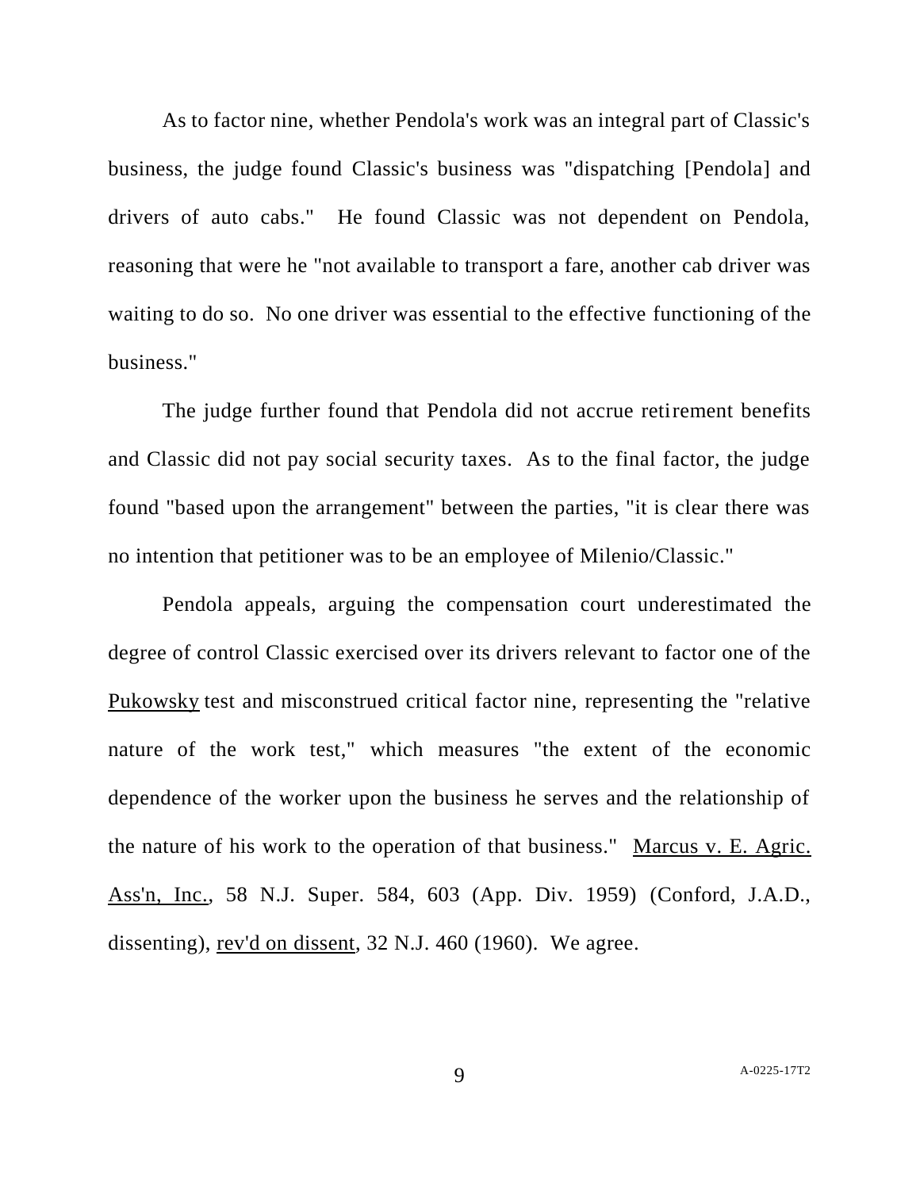As to factor nine, whether Pendola's work was an integral part of Classic's business, the judge found Classic's business was "dispatching [Pendola] and drivers of auto cabs." He found Classic was not dependent on Pendola, reasoning that were he "not available to transport a fare, another cab driver was waiting to do so. No one driver was essential to the effective functioning of the business."

The judge further found that Pendola did not accrue retirement benefits and Classic did not pay social security taxes. As to the final factor, the judge found "based upon the arrangement" between the parties, "it is clear there was no intention that petitioner was to be an employee of Milenio/Classic."

Pendola appeals, arguing the compensation court underestimated the degree of control Classic exercised over its drivers relevant to factor one of the Pukowsky test and misconstrued critical factor nine, representing the "relative nature of the work test," which measures "the extent of the economic dependence of the worker upon the business he serves and the relationship of the nature of his work to the operation of that business." Marcus v. E. Agric. Ass'n, Inc., 58 N.J. Super. 584, 603 (App. Div. 1959) (Conford, J.A.D., dissenting), rev'd on dissent, 32 N.J. 460 (1960). We agree.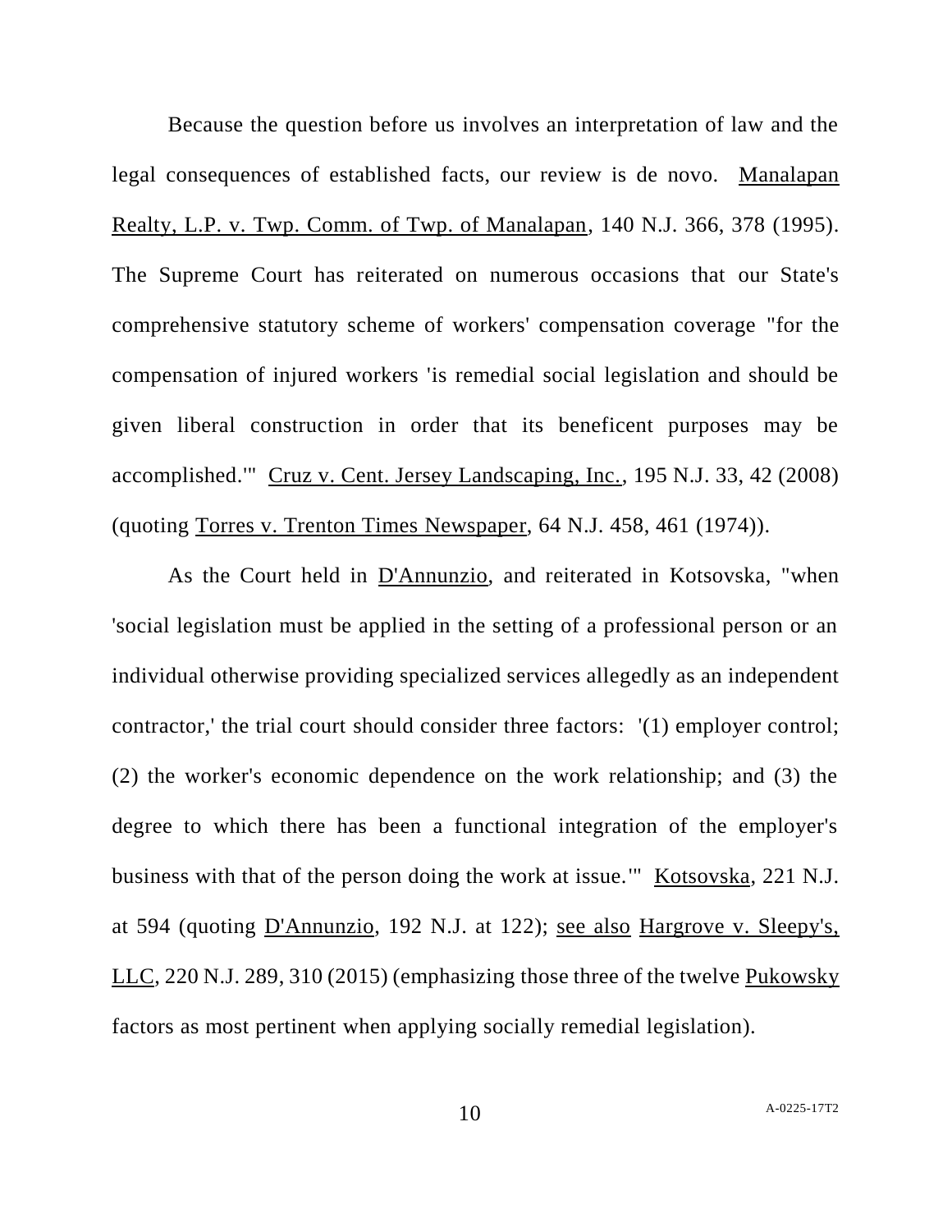Because the question before us involves an interpretation of law and the legal consequences of established facts, our review is de novo. Manalapan Realty, L.P. v. Twp. Comm. of Twp. of Manalapan, 140 N.J. 366, 378 (1995). The Supreme Court has reiterated on numerous occasions that our State's comprehensive statutory scheme of workers' compensation coverage "for the compensation of injured workers 'is remedial social legislation and should be given liberal construction in order that its beneficent purposes may be accomplished.'" Cruz v. Cent. Jersey Landscaping, Inc., 195 N.J. 33, 42 (2008) (quoting Torres v. Trenton Times Newspaper, 64 N.J. 458, 461 (1974)).

As the Court held in D'Annunzio, and reiterated in Kotsovska, "when 'social legislation must be applied in the setting of a professional person or an individual otherwise providing specialized services allegedly as an independent contractor,' the trial court should consider three factors: '(1) employer control; (2) the worker's economic dependence on the work relationship; and (3) the degree to which there has been a functional integration of the employer's business with that of the person doing the work at issue.'" Kotsovska, 221 N.J. at 594 (quoting D'Annunzio, 192 N.J. at 122); see also Hargrove v. Sleepy's, LLC, 220 N.J. 289, 310 (2015) (emphasizing those three of the twelve Pukowsky factors as most pertinent when applying socially remedial legislation).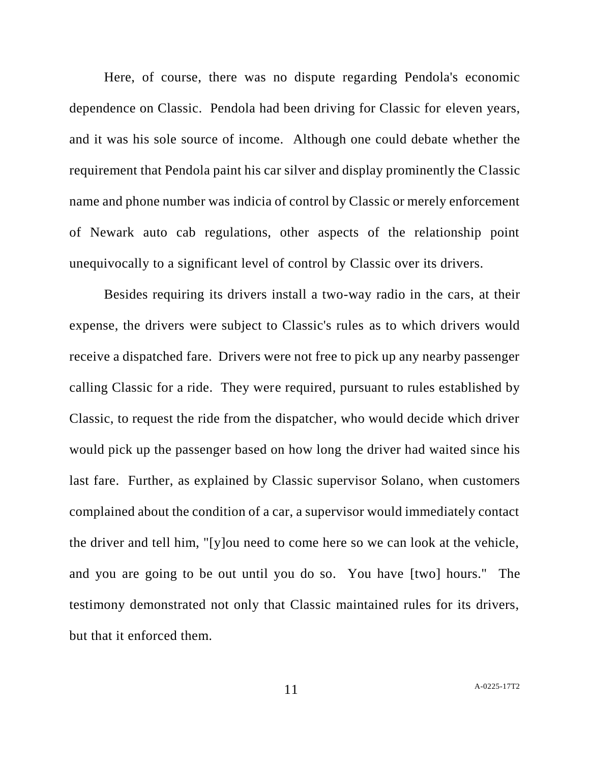Here, of course, there was no dispute regarding Pendola's economic dependence on Classic. Pendola had been driving for Classic for eleven years, and it was his sole source of income. Although one could debate whether the requirement that Pendola paint his car silver and display prominently the Classic name and phone number was indicia of control by Classic or merely enforcement of Newark auto cab regulations, other aspects of the relationship point unequivocally to a significant level of control by Classic over its drivers.

Besides requiring its drivers install a two-way radio in the cars, at their expense, the drivers were subject to Classic's rules as to which drivers would receive a dispatched fare. Drivers were not free to pick up any nearby passenger calling Classic for a ride. They were required, pursuant to rules established by Classic, to request the ride from the dispatcher, who would decide which driver would pick up the passenger based on how long the driver had waited since his last fare. Further, as explained by Classic supervisor Solano, when customers complained about the condition of a car, a supervisor would immediately contact the driver and tell him, "[y]ou need to come here so we can look at the vehicle, and you are going to be out until you do so. You have [two] hours." The testimony demonstrated not only that Classic maintained rules for its drivers, but that it enforced them.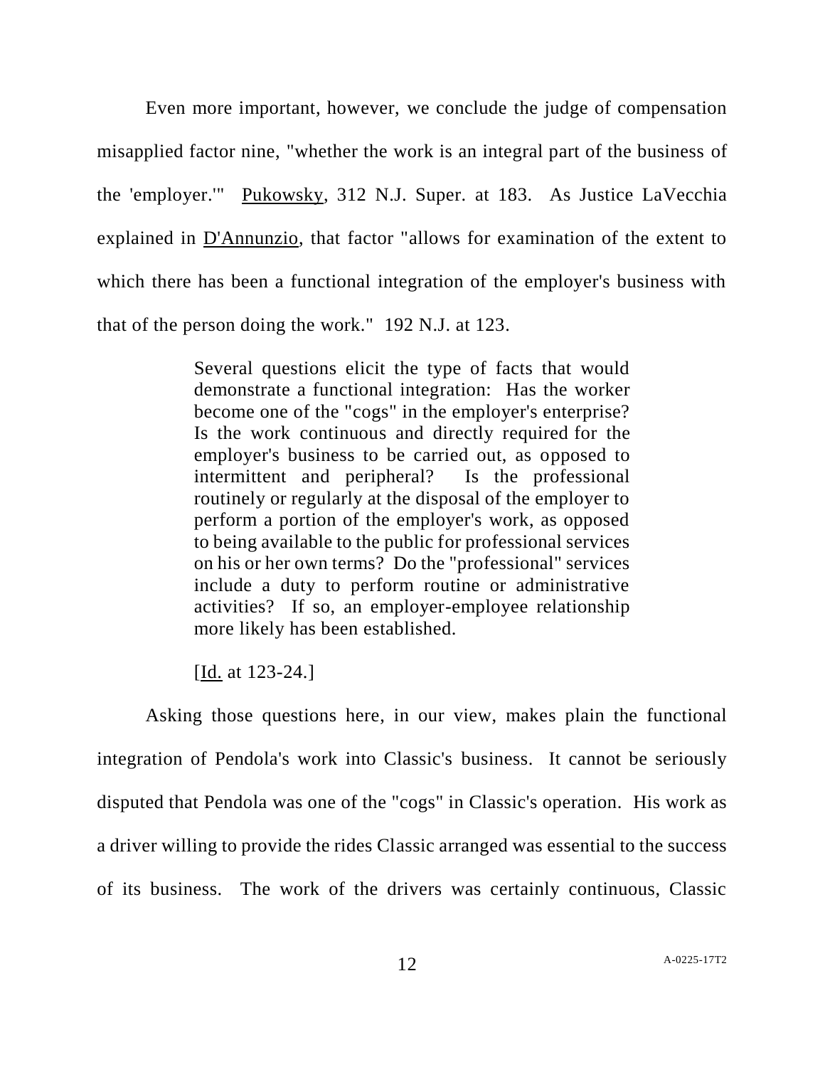Even more important, however, we conclude the judge of compensation misapplied factor nine, "whether the work is an integral part of the business of the 'employer.'" Pukowsky, 312 N.J. Super. at 183. As Justice LaVecchia explained in D'Annunzio, that factor "allows for examination of the extent to which there has been a functional integration of the employer's business with that of the person doing the work." 192 N.J. at 123.

> Several questions elicit the type of facts that would demonstrate a functional integration: Has the worker become one of the "cogs" in the employer's enterprise? Is the work continuous and directly required for the employer's business to be carried out, as opposed to intermittent and peripheral? Is the professional routinely or regularly at the disposal of the employer to perform a portion of the employer's work, as opposed to being available to the public for professional services on his or her own terms? Do the "professional" services include a duty to perform routine or administrative activities? If so, an employer-employee relationship more likely has been established.
>
> [Id. at 123-24.]

Asking those questions here, in our view, makes plain the functional integration of Pendola's work into Classic's business. It cannot be seriously disputed that Pendola was one of the "cogs" in Classic's operation. His work as a driver willing to provide the rides Classic arranged was essential to the success of its business. The work of the drivers was certainly continuous, Classic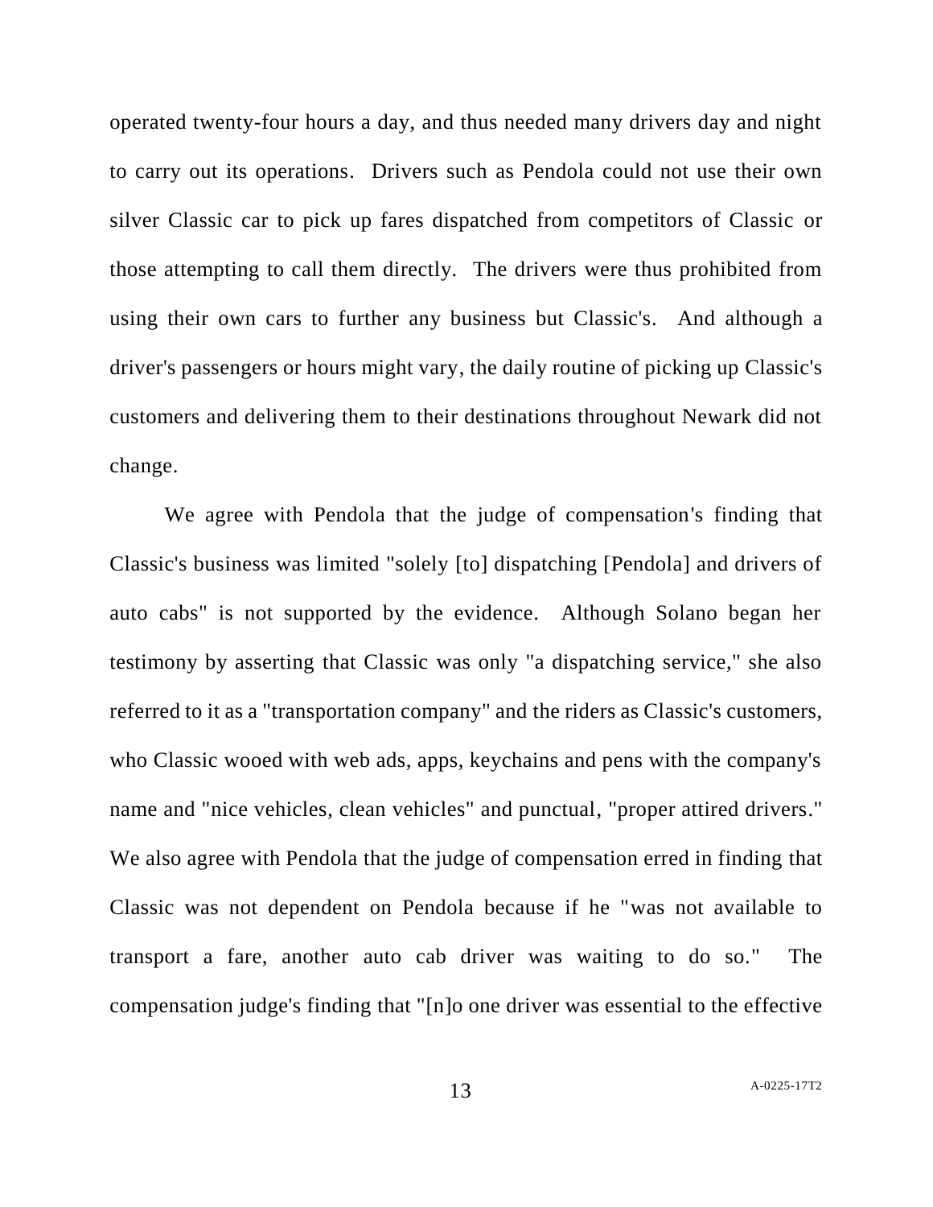operated twenty-four hours a day, and thus needed many drivers day and night to carry out its operations. Drivers such as Pendola could not use their own silver Classic car to pick up fares dispatched from competitors of Classic or those attempting to call them directly. The drivers were thus prohibited from using their own cars to further any business but Classic's. And although a driver's passengers or hours might vary, the daily routine of picking up Classic's customers and delivering them to their destinations throughout Newark did not change.

We agree with Pendola that the judge of compensation's finding that Classic's business was limited "solely [to] dispatching [Pendola] and drivers of auto cabs" is not supported by the evidence. Although Solano began her testimony by asserting that Classic was only "a dispatching service," she also referred to it as a "transportation company" and the riders as Classic's customers, who Classic wooed with web ads, apps, keychains and pens with the company's name and "nice vehicles, clean vehicles" and punctual, "proper attired drivers." We also agree with Pendola that the judge of compensation erred in finding that Classic was not dependent on Pendola because if he "was not available to transport a fare, another auto cab driver was waiting to do so." The compensation judge's finding that "[n]o one driver was essential to the effective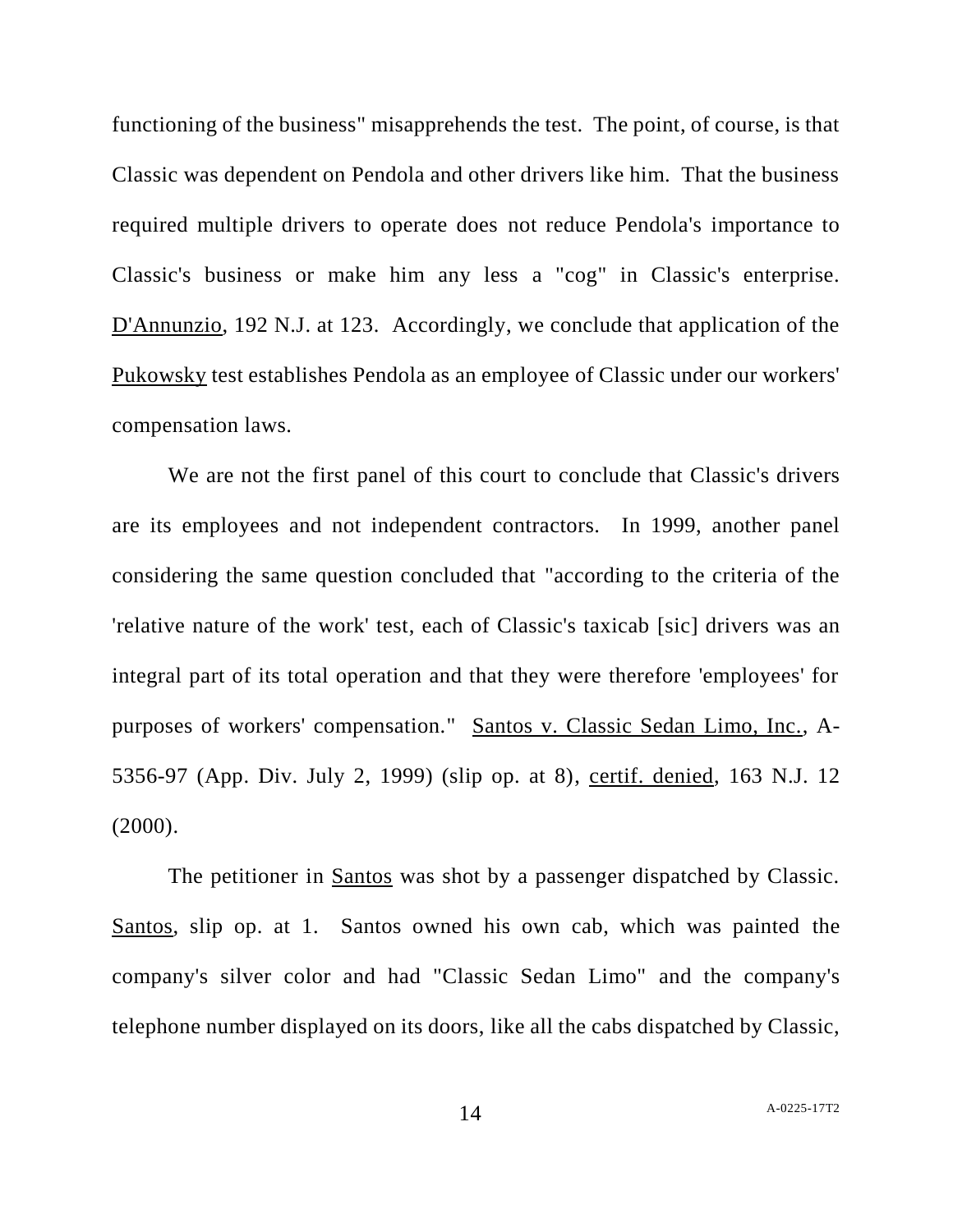functioning of the business" misapprehends the test. The point, of course, is that Classic was dependent on Pendola and other drivers like him. That the business required multiple drivers to operate does not reduce Pendola's importance to Classic's business or make him any less a "cog" in Classic's enterprise. D'Annunzio, 192 N.J. at 123. Accordingly, we conclude that application of the Pukowsky test establishes Pendola as an employee of Classic under our workers' compensation laws.

We are not the first panel of this court to conclude that Classic's drivers are its employees and not independent contractors. In 1999, another panel considering the same question concluded that "according to the criteria of the 'relative nature of the work' test, each of Classic's taxicab [sic] drivers was an integral part of its total operation and that they were therefore 'employees' for purposes of workers' compensation." Santos v. Classic Sedan Limo, Inc., A-5356-97 (App. Div. July 2, 1999) (slip op. at 8), certif. denied, 163 N.J. 12 (2000).

The petitioner in Santos was shot by a passenger dispatched by Classic. Santos, slip op. at 1. Santos owned his own cab, which was painted the company's silver color and had "Classic Sedan Limo" and the company's telephone number displayed on its doors, like all the cabs dispatched by Classic,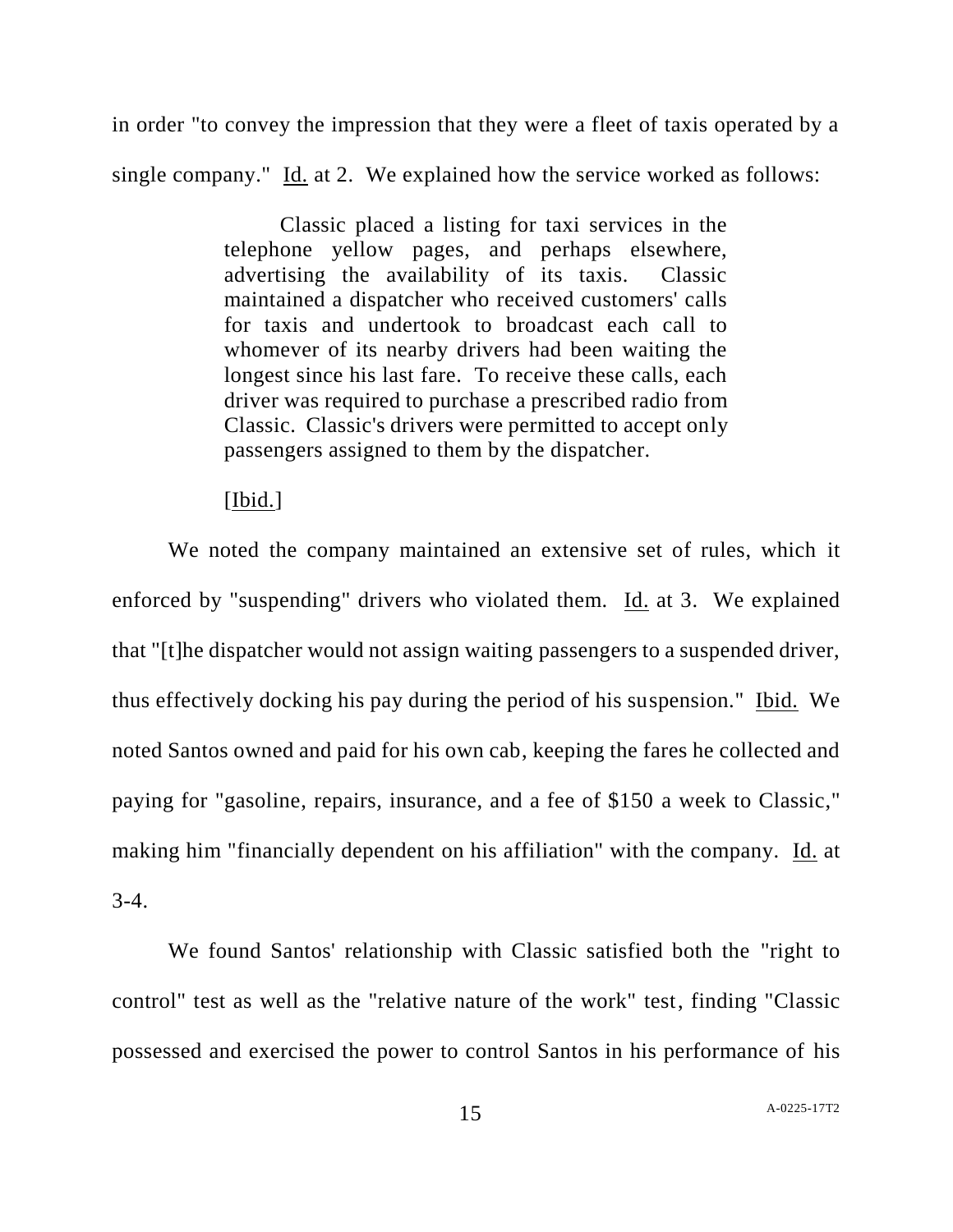in order "to convey the impression that they were a fleet of taxis operated by a single company." Id. at 2. We explained how the service worked as follows:

> Classic placed a listing for taxi services in the telephone yellow pages, and perhaps elsewhere, advertising the availability of its taxis. Classic maintained a dispatcher who received customers' calls for taxis and undertook to broadcast each call to whomever of its nearby drivers had been waiting the longest since his last fare. To receive these calls, each driver was required to purchase a prescribed radio from Classic. Classic's drivers were permitted to accept only passengers assigned to them by the dispatcher.
>
> [Ibid.]

We noted the company maintained an extensive set of rules, which it enforced by "suspending" drivers who violated them. Id. at 3. We explained that "[t]he dispatcher would not assign waiting passengers to a suspended driver, thus effectively docking his pay during the period of his suspension." Ibid. We noted Santos owned and paid for his own cab, keeping the fares he collected and paying for "gasoline, repairs, insurance, and a fee of $150 a week to Classic," making him "financially dependent on his affiliation" with the company. Id. at 3-4.

We found Santos' relationship with Classic satisfied both the "right to control" test as well as the "relative nature of the work" test, finding "Classic possessed and exercised the power to control Santos in his performance of his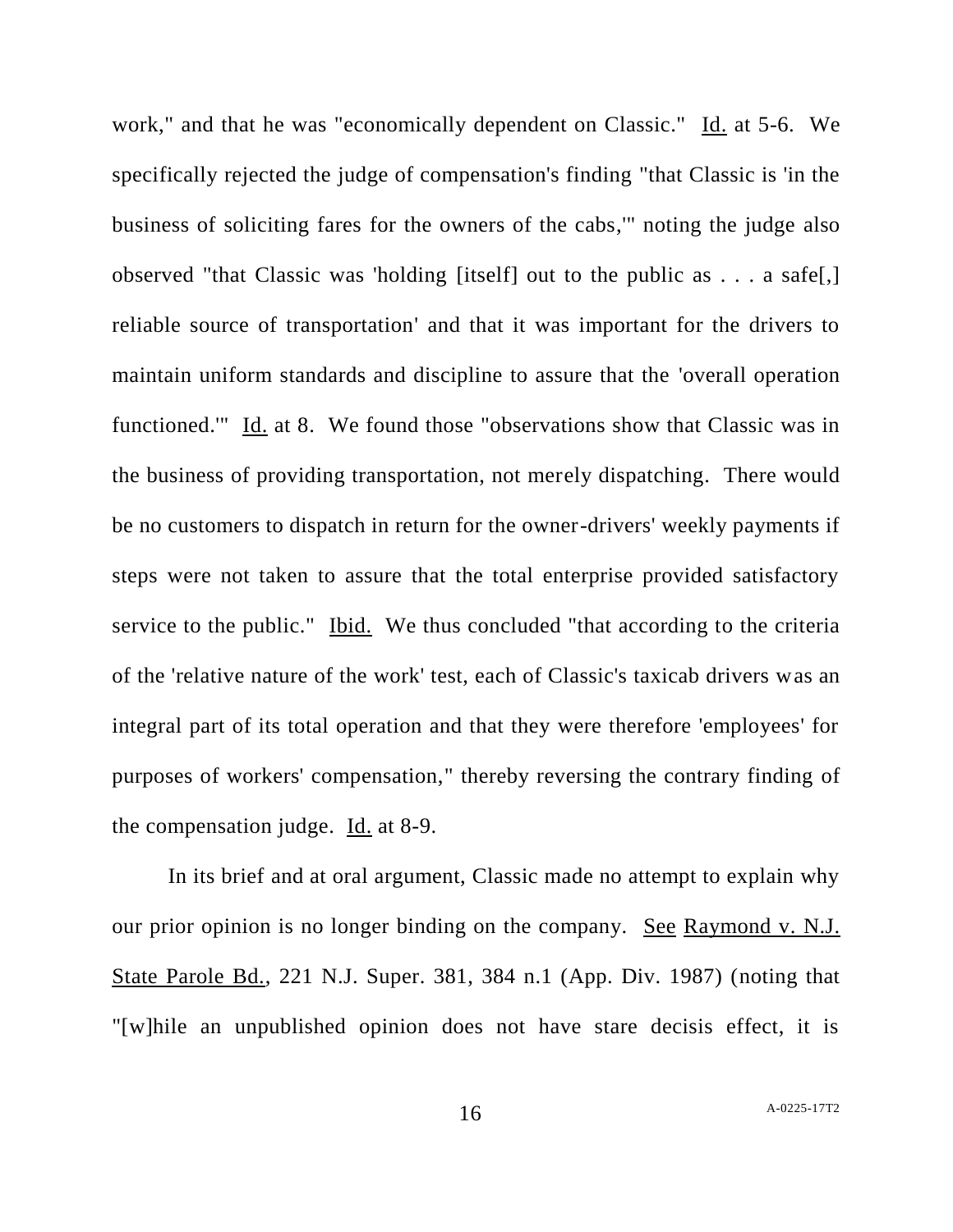work," and that he was "economically dependent on Classic." Id. at 5-6. We specifically rejected the judge of compensation's finding "that Classic is 'in the business of soliciting fares for the owners of the cabs,'" noting the judge also observed "that Classic was 'holding [itself] out to the public as . . . a safe[,] reliable source of transportation' and that it was important for the drivers to maintain uniform standards and discipline to assure that the 'overall operation functioned.'" Id. at 8. We found those "observations show that Classic was in the business of providing transportation, not merely dispatching. There would be no customers to dispatch in return for the owner-drivers' weekly payments if steps were not taken to assure that the total enterprise provided satisfactory service to the public." Ibid. We thus concluded "that according to the criteria of the 'relative nature of the work' test, each of Classic's taxicab drivers was an integral part of its total operation and that they were therefore 'employees' for purposes of workers' compensation," thereby reversing the contrary finding of the compensation judge. Id. at 8-9.

In its brief and at oral argument, Classic made no attempt to explain why our prior opinion is no longer binding on the company. See Raymond v. N.J. State Parole Bd., 221 N.J. Super. 381, 384 n.1 (App. Div. 1987) (noting that "[w]hile an unpublished opinion does not have stare decisis effect, it is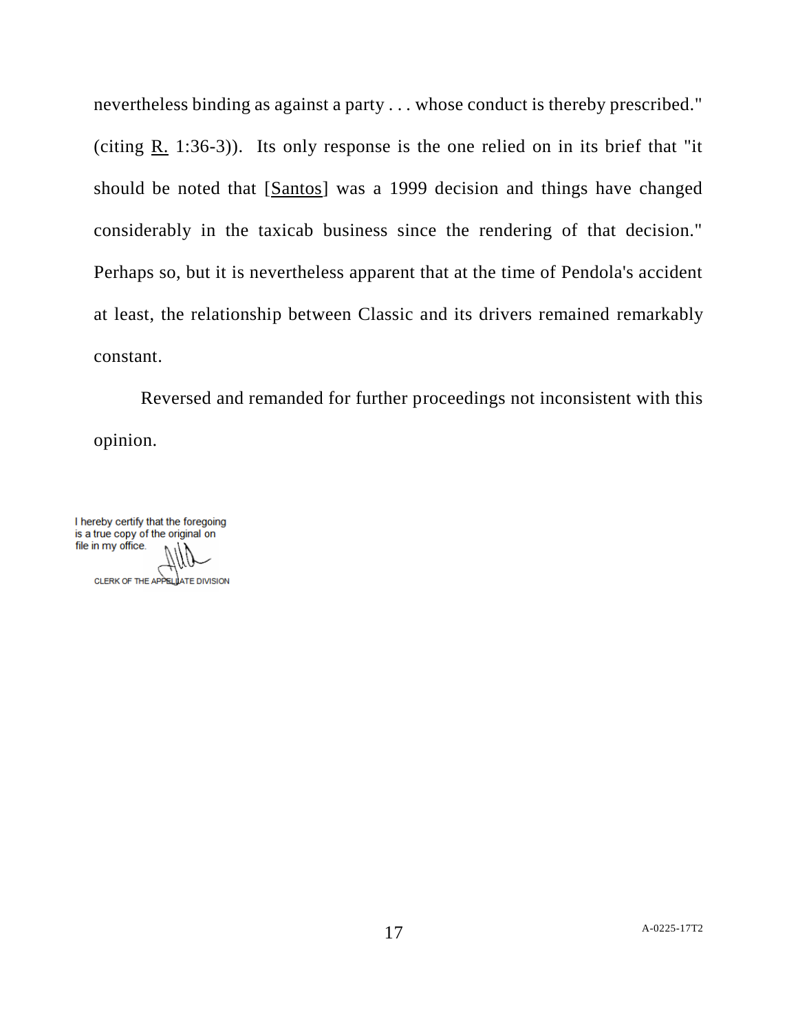nevertheless binding as against a party . . . whose conduct is thereby prescribed." (citing R. 1:36-3)). Its only response is the one relied on in its brief that "it should be noted that [Santos] was a 1999 decision and things have changed considerably in the taxicab business since the rendering of that decision." Perhaps so, but it is nevertheless apparent that at the time of Pendola's accident at least, the relationship between Classic and its drivers remained remarkably constant.

Reversed and remanded for further proceedings not inconsistent with this opinion.

I hereby certify that the foregoing is a true copy of the original on file in my office.

CLERK OF THE APPELLATE DIVISION